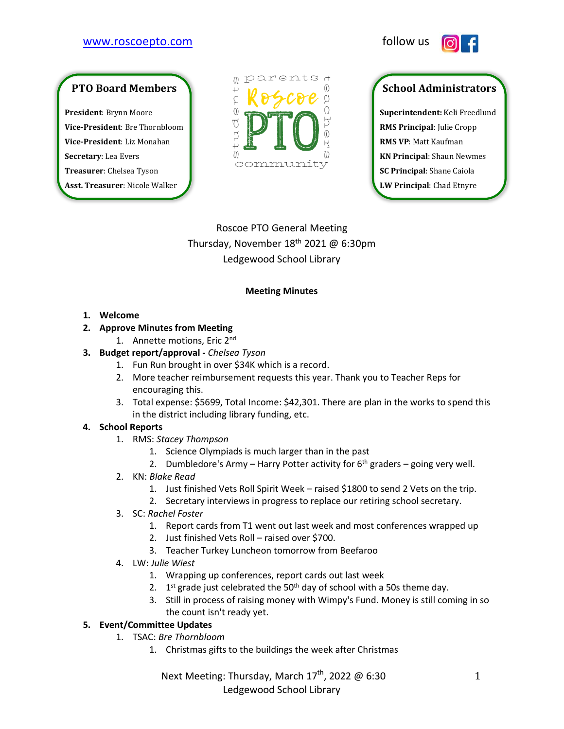www.roscoepto.com

follow us

**PTO Board Members**

**President**: Brynn Moore
**Vice-President**: Bre Thornbloom
**Vice-President**: Liz Monahan
**Secretary**: Lea Evers
**Treasurer**: Chelsea Tyson
**Asst. Treasurer**: Nicole Walker

parents teachers students community
Roscoe PTO

**School Administrators**

**Superintendent:** Keli Freedlund
**RMS Principal**: Julie Cropp
**RMS VP**: Matt Kaufman
**KN Principal**: Shaun Newmes
**SC Principal**: Shane Caiola
**LW Principal**: Chad Etnyre

Roscoe PTO General Meeting
Thursday, November 18th 2021 @ 6:30pm
Ledgewood School Library

**Meeting Minutes**

1. **Welcome**
2. **Approve Minutes from Meeting**
    1. Annette motions, Eric 2nd
3. **Budget report/approval -** *Chelsea Tyson*
    1. Fun Run brought in over $34K which is a record.
    2. More teacher reimbursement requests this year. Thank you to Teacher Reps for encouraging this.
    3. Total expense: $5699, Total Income: $42,301. There are plan in the works to spend this in the district including library funding, etc.
4. **School Reports**
    1. RMS: *Stacey Thompson*
        1. Science Olympiads is much larger than in the past
        2. Dumbledore's Army – Harry Potter activity for 6th graders – going very well.
    2. KN: *Blake Read*
        1. Just finished Vets Roll Spirit Week – raised $1800 to send 2 Vets on the trip.
        2. Secretary interviews in progress to replace our retiring school secretary.
    3. SC: *Rachel Foster*
        1. Report cards from T1 went out last week and most conferences wrapped up
        2. Just finished Vets Roll – raised over $700.
        3. Teacher Turkey Luncheon tomorrow from Beefaroo
    4. LW: *Julie Wiest*
        1. Wrapping up conferences, report cards out last week
        2. 1st grade just celebrated the 50th day of school with a 50s theme day.
        3. Still in process of raising money with Wimpy's Fund. Money is still coming in so the count isn't ready yet.
5. **Event/Committee Updates**
    1. TSAC: *Bre Thornbloom*
        1. Christmas gifts to the buildings the week after Christmas

Next Meeting: Thursday, March 17th, 2022 @ 6:30
Ledgewood School Library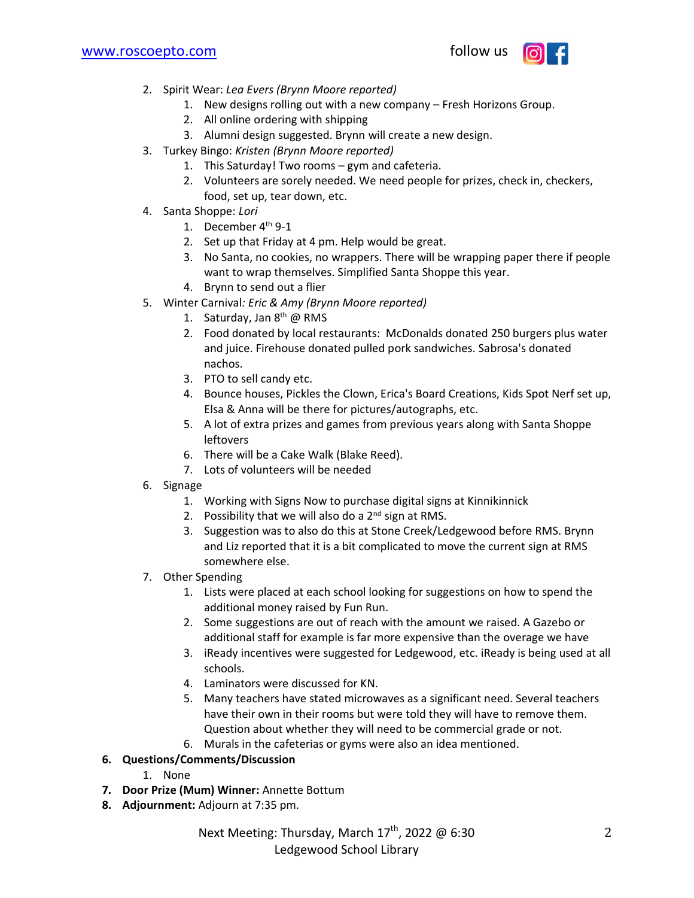2. Spirit Wear: *Lea Evers (Brynn Moore reported)*
    1. New designs rolling out with a new company – Fresh Horizons Group.
    2. All online ordering with shipping
    3. Alumni design suggested. Brynn will create a new design.
3. Turkey Bingo: *Kristen (Brynn Moore reported)*
    1. This Saturday! Two rooms – gym and cafeteria.
    2. Volunteers are sorely needed. We need people for prizes, check in, checkers, food, set up, tear down, etc.
4. Santa Shoppe: *Lori*
    1. December 4th 9-1
    2. Set up that Friday at 4 pm. Help would be great.
    3. No Santa, no cookies, no wrappers. There will be wrapping paper there if people want to wrap themselves. Simplified Santa Shoppe this year.
    4. Brynn to send out a flier
5. Winter Carnival*: Eric & Amy (Brynn Moore reported)*
    1. Saturday, Jan 8th @ RMS
    2. Food donated by local restaurants: McDonalds donated 250 burgers plus water and juice. Firehouse donated pulled pork sandwiches. Sabrosa's donated nachos.
    3. PTO to sell candy etc.
    4. Bounce houses, Pickles the Clown, Erica's Board Creations, Kids Spot Nerf set up, Elsa & Anna will be there for pictures/autographs, etc.
    5. A lot of extra prizes and games from previous years along with Santa Shoppe leftovers
    6. There will be a Cake Walk (Blake Reed).
    7. Lots of volunteers will be needed
6. Signage
    1. Working with Signs Now to purchase digital signs at Kinnikinnick
    2. Possibility that we will also do a 2nd sign at RMS.
    3. Suggestion was to also do this at Stone Creek/Ledgewood before RMS. Brynn and Liz reported that it is a bit complicated to move the current sign at RMS somewhere else.
7. Other Spending
    1. Lists were placed at each school looking for suggestions on how to spend the additional money raised by Fun Run.
    2. Some suggestions are out of reach with the amount we raised. A Gazebo or additional staff for example is far more expensive than the overage we have
    3. iReady incentives were suggested for Ledgewood, etc. iReady is being used at all schools.
    4. Laminators were discussed for KN.
    5. Many teachers have stated microwaves as a significant need. Several teachers have their own in their rooms but were told they will have to remove them. Question about whether they will need to be commercial grade or not.
    6. Murals in the cafeterias or gyms were also an idea mentioned.

**6. Questions/Comments/Discussion**

1. None

**7. Door Prize (Mum) Winner:** Annette Bottum

**8. Adjournment:** Adjourn at 7:35 pm.

Next Meeting: Thursday, March 17th, 2022 @ 6:30
Ledgewood School Library